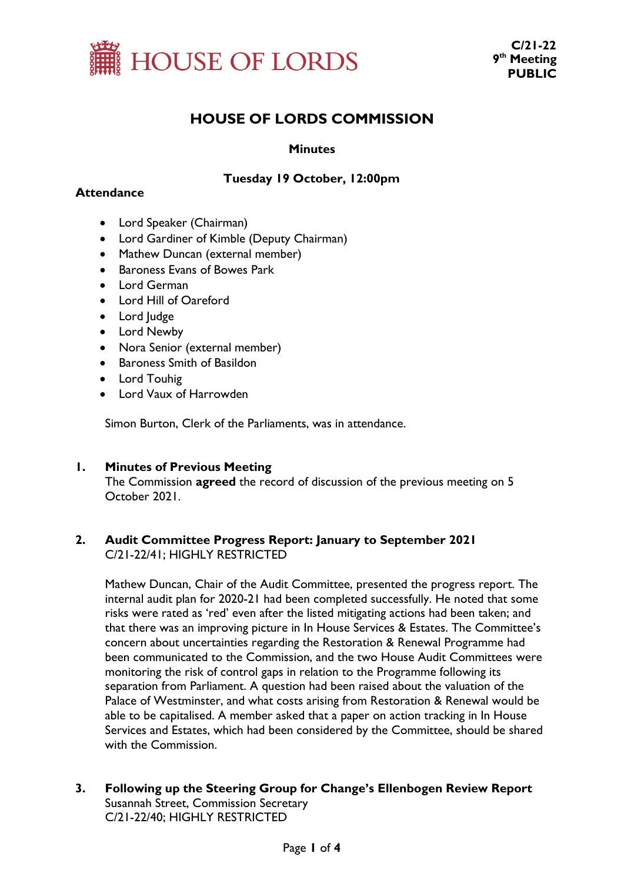HOUSE OF LORDS

**C/21-22**
**9th Meeting**
**PUBLIC**

# HOUSE OF LORDS COMMISSION

**Minutes**

**Tuesday 19 October, 12:00pm**

**Attendance**

- Lord Speaker (Chairman)
- Lord Gardiner of Kimble (Deputy Chairman)
- Mathew Duncan (external member)
- Baroness Evans of Bowes Park
- Lord German
- Lord Hill of Oareford
- Lord Judge
- Lord Newby
- Nora Senior (external member)
- Baroness Smith of Basildon
- Lord Touhig
- Lord Vaux of Harrowden

Simon Burton, Clerk of the Parliaments, was in attendance.

## 1. Minutes of Previous Meeting

The Commission **agreed** the record of discussion of the previous meeting on 5 October 2021.

## 2. Audit Committee Progress Report: January to September 2021

C/21-22/41; HIGHLY RESTRICTED

Mathew Duncan, Chair of the Audit Committee, presented the progress report. The internal audit plan for 2020-21 had been completed successfully. He noted that some risks were rated as 'red' even after the listed mitigating actions had been taken; and that there was an improving picture in In House Services & Estates. The Committee's concern about uncertainties regarding the Restoration & Renewal Programme had been communicated to the Commission, and the two House Audit Committees were monitoring the risk of control gaps in relation to the Programme following its separation from Parliament. A question had been raised about the valuation of the Palace of Westminster, and what costs arising from Restoration & Renewal would be able to be capitalised. A member asked that a paper on action tracking in In House Services and Estates, which had been considered by the Committee, should be shared with the Commission.

## 3. Following up the Steering Group for Change's Ellenbogen Review Report

Susannah Street, Commission Secretary
C/21-22/40; HIGHLY RESTRICTED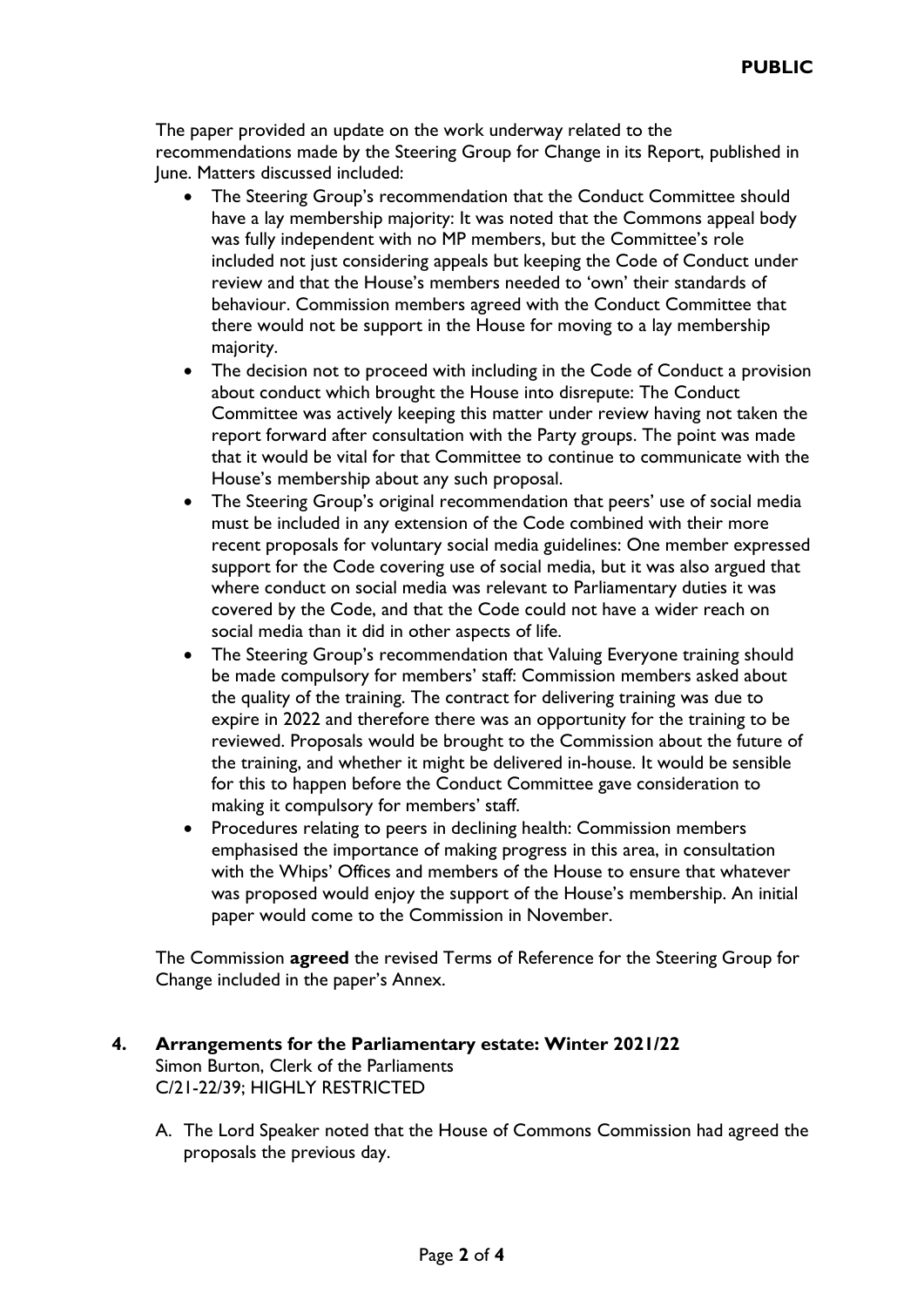PUBLIC

The paper provided an update on the work underway related to the recommendations made by the Steering Group for Change in its Report, published in June. Matters discussed included:

- The Steering Group's recommendation that the Conduct Committee should have a lay membership majority: It was noted that the Commons appeal body was fully independent with no MP members, but the Committee's role included not just considering appeals but keeping the Code of Conduct under review and that the House's members needed to 'own' their standards of behaviour. Commission members agreed with the Conduct Committee that there would not be support in the House for moving to a lay membership majority.
- The decision not to proceed with including in the Code of Conduct a provision about conduct which brought the House into disrepute: The Conduct Committee was actively keeping this matter under review having not taken the report forward after consultation with the Party groups. The point was made that it would be vital for that Committee to continue to communicate with the House's membership about any such proposal.
- The Steering Group's original recommendation that peers' use of social media must be included in any extension of the Code combined with their more recent proposals for voluntary social media guidelines: One member expressed support for the Code covering use of social media, but it was also argued that where conduct on social media was relevant to Parliamentary duties it was covered by the Code, and that the Code could not have a wider reach on social media than it did in other aspects of life.
- The Steering Group's recommendation that Valuing Everyone training should be made compulsory for members' staff: Commission members asked about the quality of the training. The contract for delivering training was due to expire in 2022 and therefore there was an opportunity for the training to be reviewed. Proposals would be brought to the Commission about the future of the training, and whether it might be delivered in-house. It would be sensible for this to happen before the Conduct Committee gave consideration to making it compulsory for members' staff.
- Procedures relating to peers in declining health: Commission members emphasised the importance of making progress in this area, in consultation with the Whips' Offices and members of the House to ensure that whatever was proposed would enjoy the support of the House's membership. An initial paper would come to the Commission in November.

The Commission **agreed** the revised Terms of Reference for the Steering Group for Change included in the paper's Annex.

## 4. Arrangements for the Parliamentary estate: Winter 2021/22

Simon Burton, Clerk of the Parliaments
C/21-22/39; HIGHLY RESTRICTED

A. The Lord Speaker noted that the House of Commons Commission had agreed the proposals the previous day.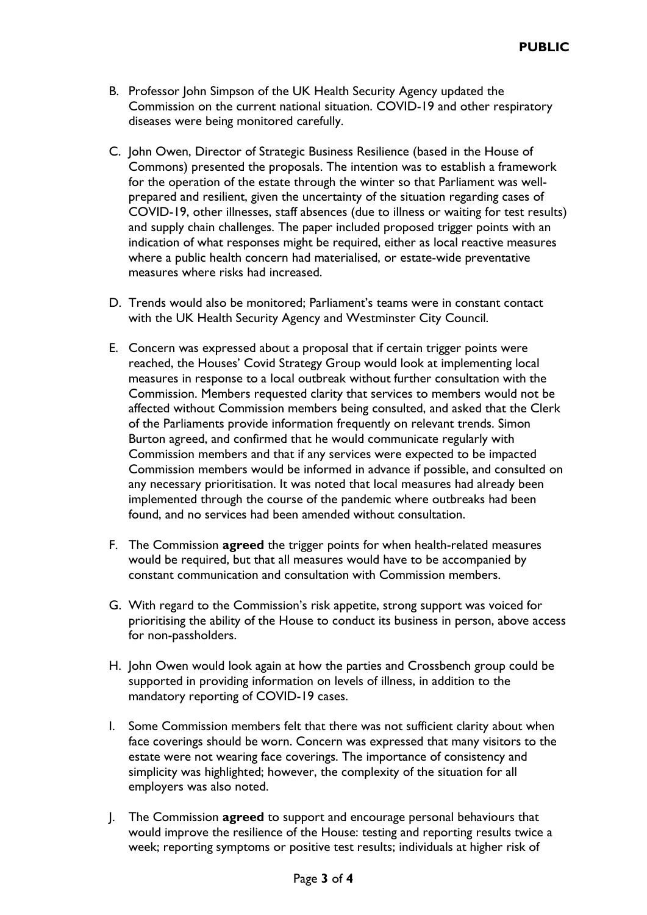B. Professor John Simpson of the UK Health Security Agency updated the Commission on the current national situation. COVID-19 and other respiratory diseases were being monitored carefully.

C. John Owen, Director of Strategic Business Resilience (based in the House of Commons) presented the proposals. The intention was to establish a framework for the operation of the estate through the winter so that Parliament was well-prepared and resilient, given the uncertainty of the situation regarding cases of COVID-19, other illnesses, staff absences (due to illness or waiting for test results) and supply chain challenges. The paper included proposed trigger points with an indication of what responses might be required, either as local reactive measures where a public health concern had materialised, or estate-wide preventative measures where risks had increased.

D. Trends would also be monitored; Parliament's teams were in constant contact with the UK Health Security Agency and Westminster City Council.

E. Concern was expressed about a proposal that if certain trigger points were reached, the Houses' Covid Strategy Group would look at implementing local measures in response to a local outbreak without further consultation with the Commission. Members requested clarity that services to members would not be affected without Commission members being consulted, and asked that the Clerk of the Parliaments provide information frequently on relevant trends. Simon Burton agreed, and confirmed that he would communicate regularly with Commission members and that if any services were expected to be impacted Commission members would be informed in advance if possible, and consulted on any necessary prioritisation. It was noted that local measures had already been implemented through the course of the pandemic where outbreaks had been found, and no services had been amended without consultation.

F. The Commission **agreed** the trigger points for when health-related measures would be required, but that all measures would have to be accompanied by constant communication and consultation with Commission members.

G. With regard to the Commission's risk appetite, strong support was voiced for prioritising the ability of the House to conduct its business in person, above access for non-passholders.

H. John Owen would look again at how the parties and Crossbench group could be supported in providing information on levels of illness, in addition to the mandatory reporting of COVID-19 cases.

I. Some Commission members felt that there was not sufficient clarity about when face coverings should be worn. Concern was expressed that many visitors to the estate were not wearing face coverings. The importance of consistency and simplicity was highlighted; however, the complexity of the situation for all employers was also noted.

J. The Commission **agreed** to support and encourage personal behaviours that would improve the resilience of the House: testing and reporting results twice a week; reporting symptoms or positive test results; individuals at higher risk of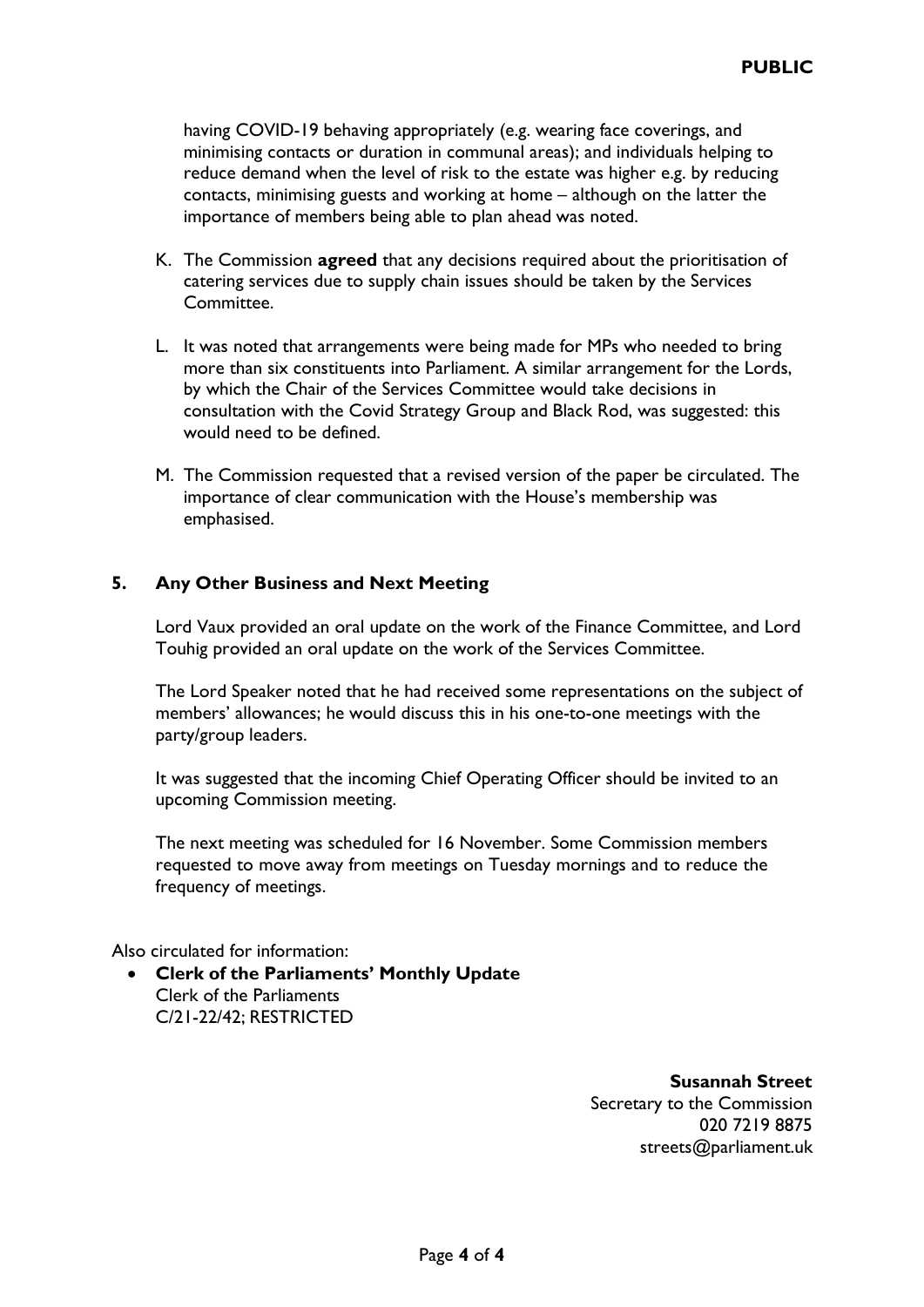having COVID-19 behaving appropriately (e.g. wearing face coverings, and minimising contacts or duration in communal areas); and individuals helping to reduce demand when the level of risk to the estate was higher e.g. by reducing contacts, minimising guests and working at home – although on the latter the importance of members being able to plan ahead was noted.

K. The Commission **agreed** that any decisions required about the prioritisation of catering services due to supply chain issues should be taken by the Services Committee.

L. It was noted that arrangements were being made for MPs who needed to bring more than six constituents into Parliament. A similar arrangement for the Lords, by which the Chair of the Services Committee would take decisions in consultation with the Covid Strategy Group and Black Rod, was suggested: this would need to be defined.

M. The Commission requested that a revised version of the paper be circulated. The importance of clear communication with the House's membership was emphasised.

## 5. Any Other Business and Next Meeting

Lord Vaux provided an oral update on the work of the Finance Committee, and Lord Touhig provided an oral update on the work of the Services Committee.

The Lord Speaker noted that he had received some representations on the subject of members' allowances; he would discuss this in his one-to-one meetings with the party/group leaders.

It was suggested that the incoming Chief Operating Officer should be invited to an upcoming Commission meeting.

The next meeting was scheduled for 16 November. Some Commission members requested to move away from meetings on Tuesday mornings and to reduce the frequency of meetings.

Also circulated for information:

- **Clerk of the Parliaments' Monthly Update**
  Clerk of the Parliaments
  C/21-22/42; RESTRICTED

**Susannah Street**
Secretary to the Commission
020 7219 8875
streets@parliament.uk